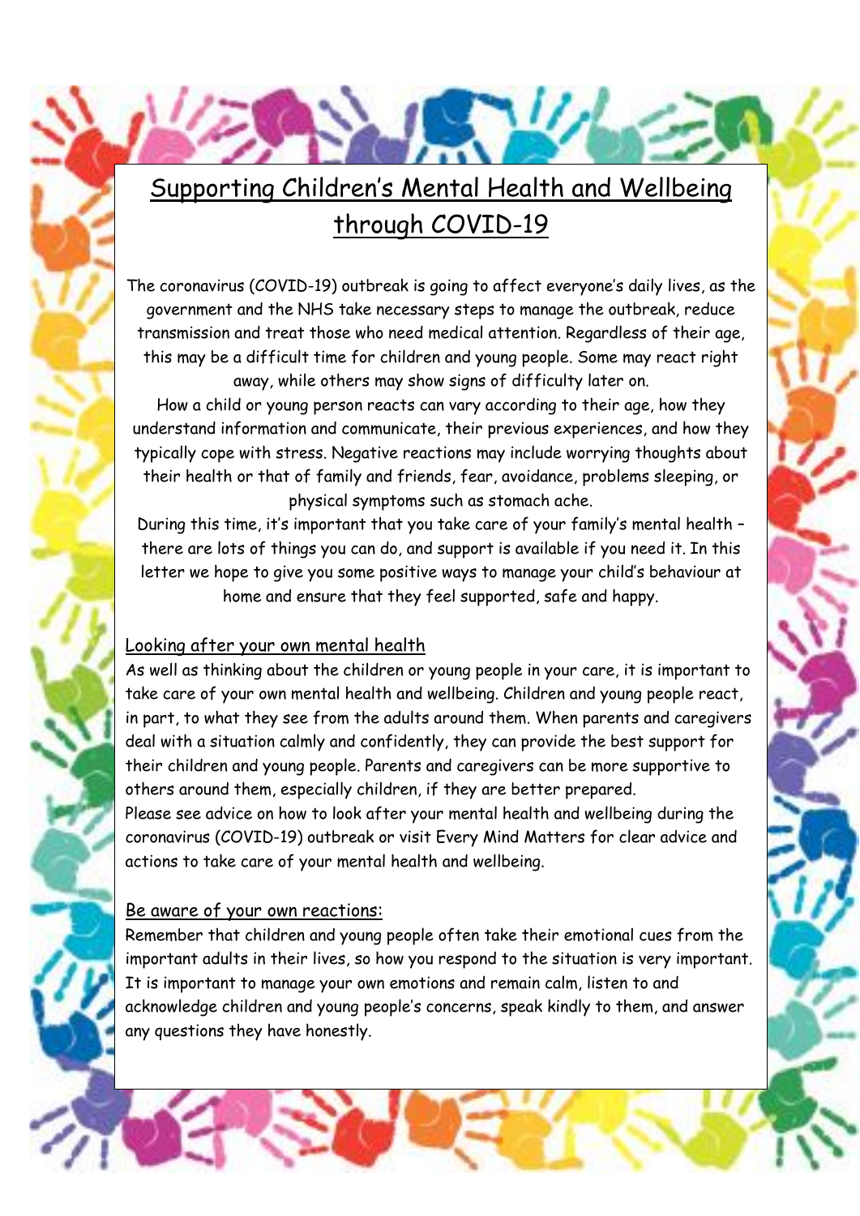# Supporting Children's Mental Health and Wellbeing through COVID-19

The coronavirus (COVID-19) outbreak is going to affect everyone's daily lives, as the government and the NHS take necessary steps to manage the outbreak, reduce transmission and treat those who need medical attention. Regardless of their age, this may be a difficult time for children and young people. Some may react right away, while others may show signs of difficulty later on.

How a child or young person reacts can vary according to their age, how they understand information and communicate, their previous experiences, and how they typically cope with stress. Negative reactions may include worrying thoughts about their health or that of family and friends, fear, avoidance, problems sleeping, or physical symptoms such as stomach ache.

During this time, it's important that you take care of your family's mental health – there are lots of things you can do, and support is available if you need it. In this letter we hope to give you some positive ways to manage your child's behaviour at home and ensure that they feel supported, safe and happy.

## Looking after your own mental health

As well as thinking about the children or young people in your care, it is important to take care of your own mental health and wellbeing. Children and young people react, in part, to what they see from the adults around them. When parents and caregivers deal with a situation calmly and confidently, they can provide the best support for their children and young people. Parents and caregivers can be more supportive to others around them, especially children, if they are better prepared.

Please see advice on how to look after your mental health and wellbeing during the coronavirus (COVID-19) outbreak or visit Every Mind Matters for clear advice and actions to take care of your mental health and wellbeing.

## Be aware of your own reactions:

Remember that children and young people often take their emotional cues from the important adults in their lives, so how you respond to the situation is very important. It is important to manage your own emotions and remain calm, listen to and acknowledge children and young people's concerns, speak kindly to them, and answer any questions they have honestly.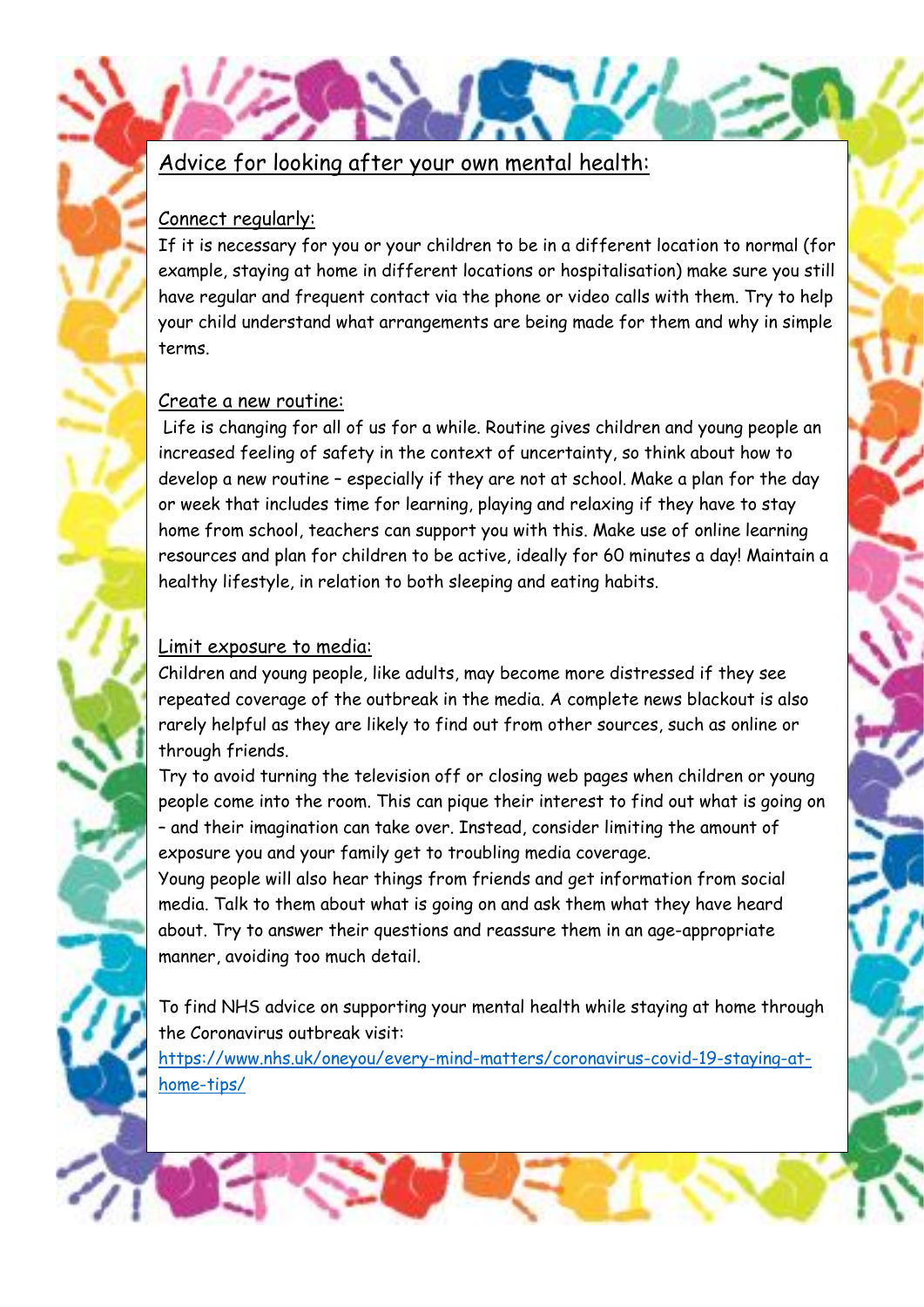## Advice for looking after your own mental health:

### Connect regularly:

If it is necessary for you or your children to be in a different location to normal (for example, staying at home in different locations or hospitalisation) make sure you still have regular and frequent contact via the phone or video calls with them. Try to help your child understand what arrangements are being made for them and why in simple terms.

### Create a new routine:

Life is changing for all of us for a while. Routine gives children and young people an increased feeling of safety in the context of uncertainty, so think about how to develop a new routine – especially if they are not at school. Make a plan for the day or week that includes time for learning, playing and relaxing if they have to stay home from school, teachers can support you with this. Make use of online learning resources and plan for children to be active, ideally for 60 minutes a day! Maintain a healthy lifestyle, in relation to both sleeping and eating habits.

### Limit exposure to media:

Children and young people, like adults, may become more distressed if they see repeated coverage of the outbreak in the media. A complete news blackout is also rarely helpful as they are likely to find out from other sources, such as online or through friends.

Try to avoid turning the television off or closing web pages when children or young people come into the room. This can pique their interest to find out what is going on – and their imagination can take over. Instead, consider limiting the amount of exposure you and your family get to troubling media coverage.

Young people will also hear things from friends and get information from social media. Talk to them about what is going on and ask them what they have heard about. Try to answer their questions and reassure them in an age-appropriate manner, avoiding too much detail.

To find NHS advice on supporting your mental health while staying at home through the Coronavirus outbreak visit:
[https://www.nhs.uk/oneyou/every-mind-matters/coronavirus-covid-19-staying-at-home-tips/](https://www.nhs.uk/oneyou/every-mind-matters/coronavirus-covid-19-staying-at-home-tips/)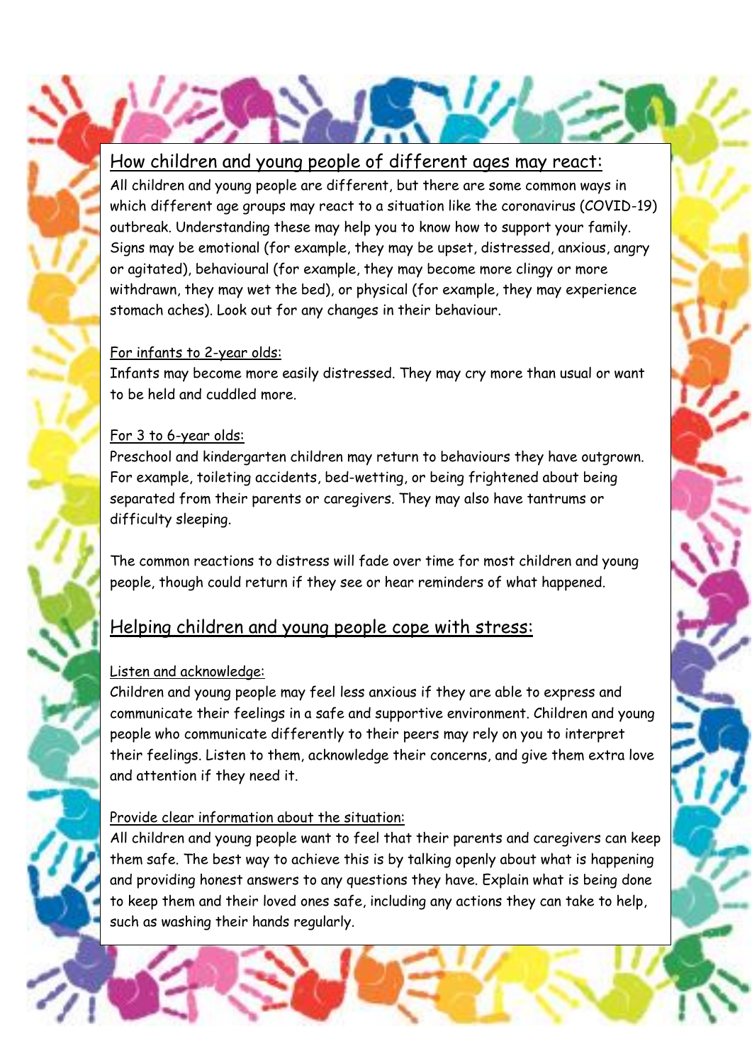## How children and young people of different ages may react:

All children and young people are different, but there are some common ways in which different age groups may react to a situation like the coronavirus (COVID-19) outbreak. Understanding these may help you to know how to support your family. Signs may be emotional (for example, they may be upset, distressed, anxious, angry or agitated), behavioural (for example, they may become more clingy or more withdrawn, they may wet the bed), or physical (for example, they may experience stomach aches). Look out for any changes in their behaviour.

### For infants to 2-year olds:

Infants may become more easily distressed. They may cry more than usual or want to be held and cuddled more.

### For 3 to 6-year olds:

Preschool and kindergarten children may return to behaviours they have outgrown. For example, toileting accidents, bed-wetting, or being frightened about being separated from their parents or caregivers. They may also have tantrums or difficulty sleeping.

The common reactions to distress will fade over time for most children and young people, though could return if they see or hear reminders of what happened.

## Helping children and young people cope with stress:

### Listen and acknowledge:

Children and young people may feel less anxious if they are able to express and communicate their feelings in a safe and supportive environment. Children and young people who communicate differently to their peers may rely on you to interpret their feelings. Listen to them, acknowledge their concerns, and give them extra love and attention if they need it.

### Provide clear information about the situation:

All children and young people want to feel that their parents and caregivers can keep them safe. The best way to achieve this is by talking openly about what is happening and providing honest answers to any questions they have. Explain what is being done to keep them and their loved ones safe, including any actions they can take to help, such as washing their hands regularly.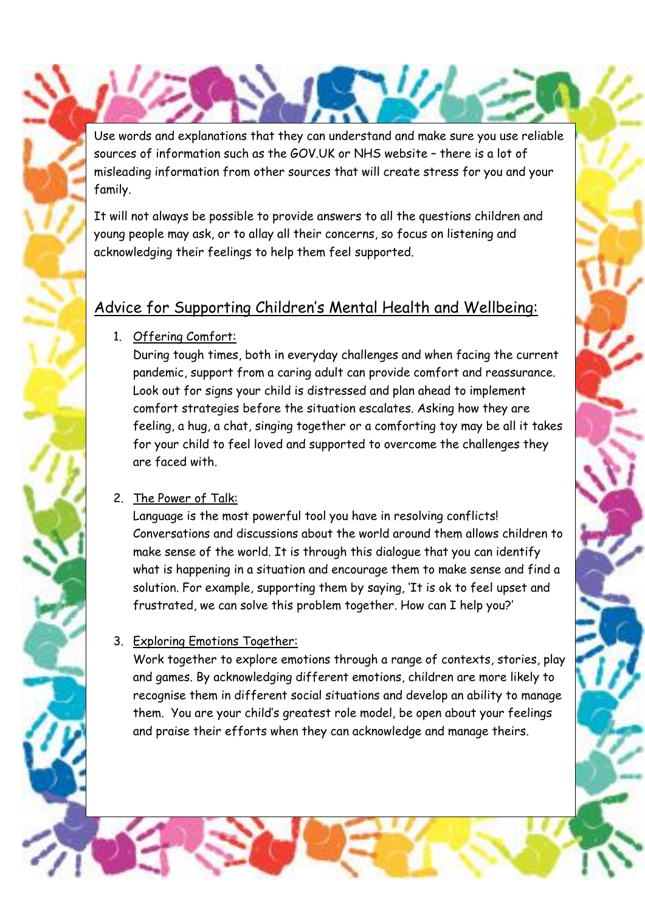Use words and explanations that they can understand and make sure you use reliable sources of information such as the GOV.UK or NHS website – there is a lot of misleading information from other sources that will create stress for you and your family.

It will not always be possible to provide answers to all the questions children and young people may ask, or to allay all their concerns, so focus on listening and acknowledging their feelings to help them feel supported.

## Advice for Supporting Children's Mental Health and Wellbeing:

1. Offering Comfort:
   During tough times, both in everyday challenges and when facing the current pandemic, support from a caring adult can provide comfort and reassurance. Look out for signs your child is distressed and plan ahead to implement comfort strategies before the situation escalates. Asking how they are feeling, a hug, a chat, singing together or a comforting toy may be all it takes for your child to feel loved and supported to overcome the challenges they are faced with.

2. The Power of Talk:
   Language is the most powerful tool you have in resolving conflicts! Conversations and discussions about the world around them allows children to make sense of the world. It is through this dialogue that you can identify what is happening in a situation and encourage them to make sense and find a solution. For example, supporting them by saying, 'It is ok to feel upset and frustrated, we can solve this problem together. How can I help you?'

3. Exploring Emotions Together:
   Work together to explore emotions through a range of contexts, stories, play and games. By acknowledging different emotions, children are more likely to recognise them in different social situations and develop an ability to manage them. You are your child's greatest role model, be open about your feelings and praise their efforts when they can acknowledge and manage theirs.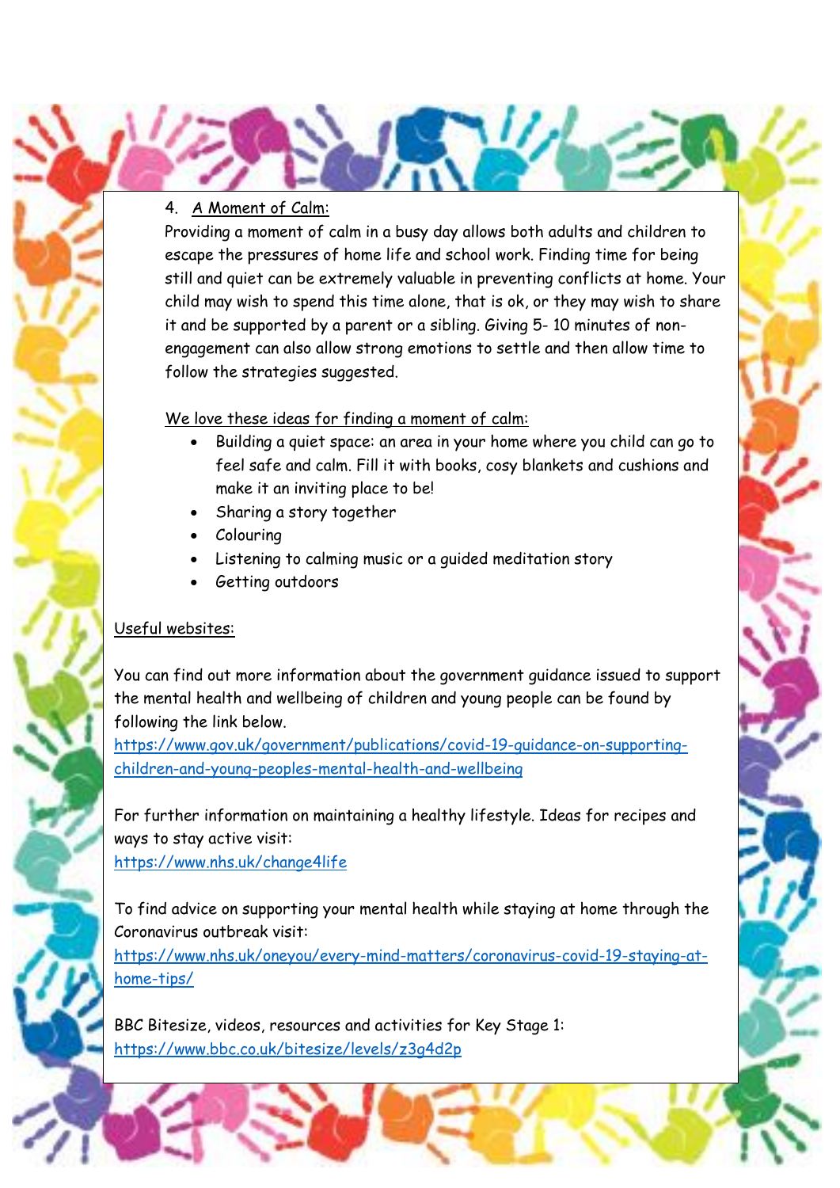4. A Moment of Calm:

Providing a moment of calm in a busy day allows both adults and children to escape the pressures of home life and school work. Finding time for being still and quiet can be extremely valuable in preventing conflicts at home. Your child may wish to spend this time alone, that is ok, or they may wish to share it and be supported by a parent or a sibling. Giving 5- 10 minutes of non-engagement can also allow strong emotions to settle and then allow time to follow the strategies suggested.

We love these ideas for finding a moment of calm:

- Building a quiet space: an area in your home where you child can go to feel safe and calm. Fill it with books, cosy blankets and cushions and make it an inviting place to be!
- Sharing a story together
- Colouring
- Listening to calming music or a guided meditation story
- Getting outdoors

Useful websites:

You can find out more information about the government guidance issued to support the mental health and wellbeing of children and young people can be found by following the link below.
https://www.gov.uk/government/publications/covid-19-guidance-on-supporting-children-and-young-peoples-mental-health-and-wellbeing

For further information on maintaining a healthy lifestyle. Ideas for recipes and ways to stay active visit:
https://www.nhs.uk/change4life

To find advice on supporting your mental health while staying at home through the Coronavirus outbreak visit:
https://www.nhs.uk/oneyou/every-mind-matters/coronavirus-covid-19-staying-at-home-tips/

BBC Bitesize, videos, resources and activities for Key Stage 1:
https://www.bbc.co.uk/bitesize/levels/z3g4d2p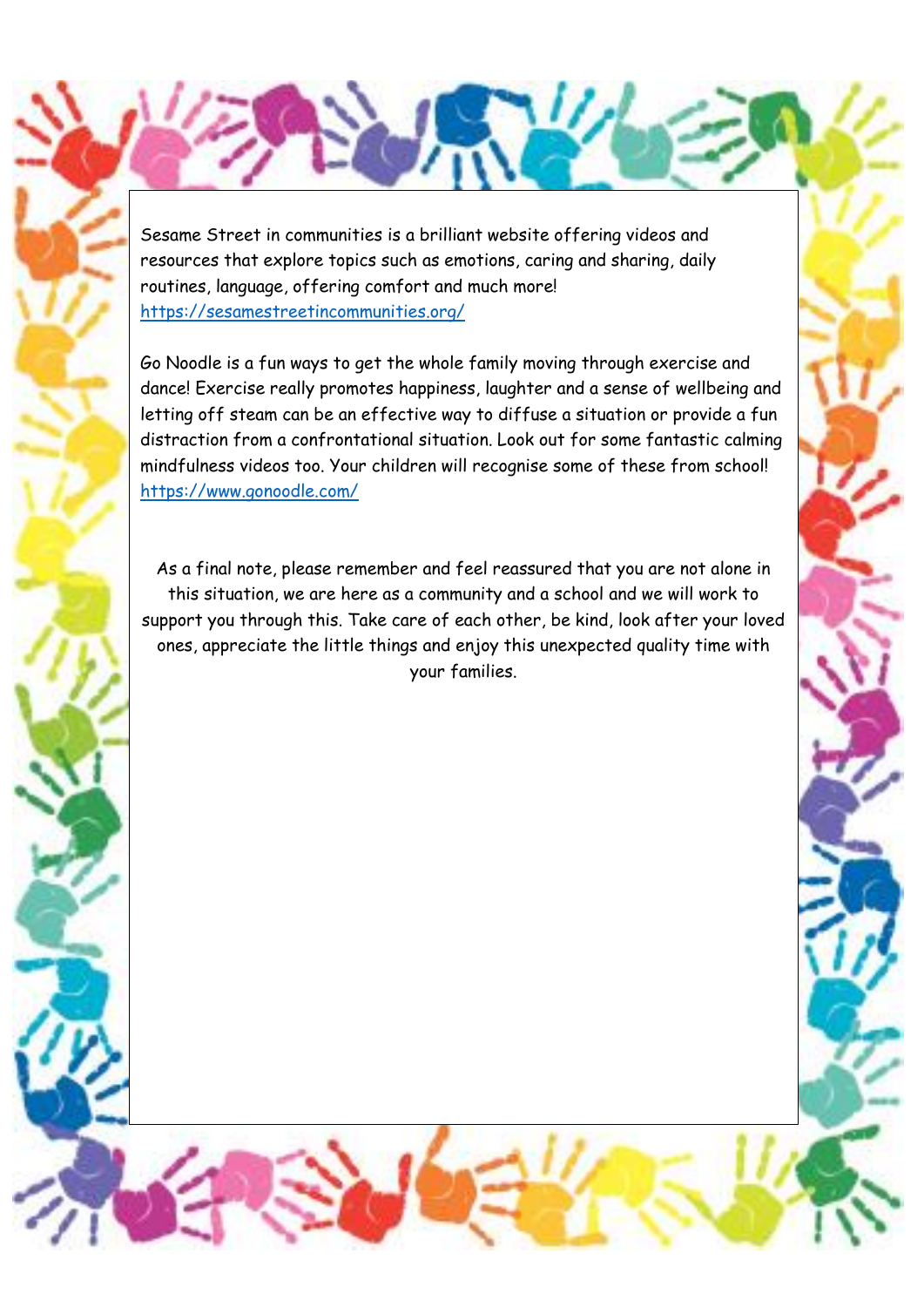Sesame Street in communities is a brilliant website offering videos and resources that explore topics such as emotions, caring and sharing, daily routines, language, offering comfort and much more! https://sesamestreetincommunities.org/

Go Noodle is a fun ways to get the whole family moving through exercise and dance! Exercise really promotes happiness, laughter and a sense of wellbeing and letting off steam can be an effective way to diffuse a situation or provide a fun distraction from a confrontational situation. Look out for some fantastic calming mindfulness videos too. Your children will recognise some of these from school! https://www.gonoodle.com/

As a final note, please remember and feel reassured that you are not alone in this situation, we are here as a community and a school and we will work to support you through this. Take care of each other, be kind, look after your loved ones, appreciate the little things and enjoy this unexpected quality time with your families.